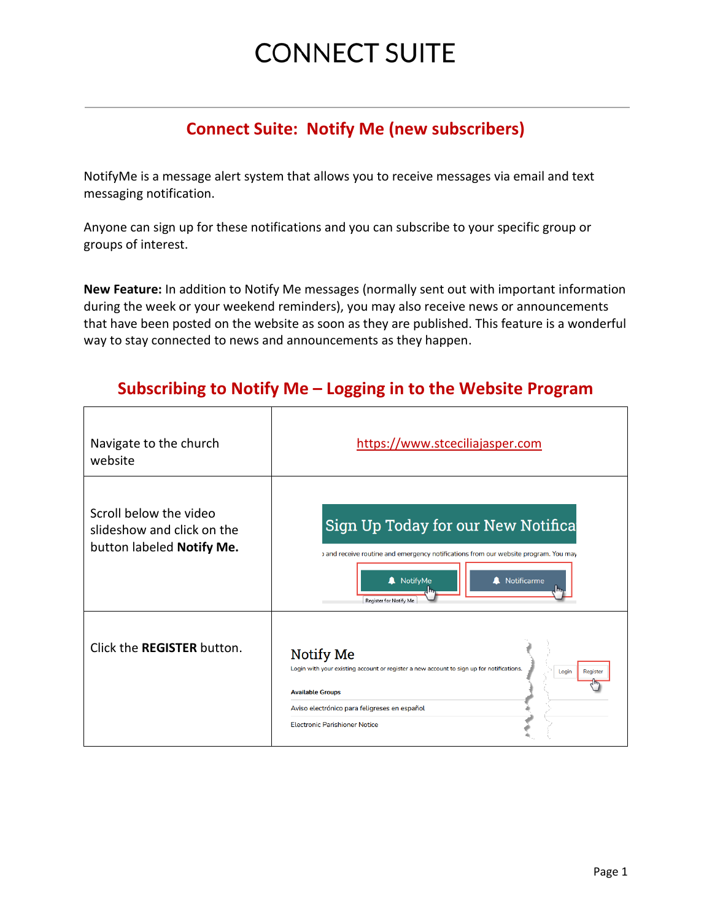# CONNECT SUITE

## Connect Suite: Notify Me (new subscribers)

NotifyMe is a message alert system that allows you to receive messages via email and text messaging notification.

Anyone can sign up for these notifications and you can subscribe to your specific group or groups of interest.

**New Feature:** In addition to Notify Me messages (normally sent out with important information during the week or your weekend reminders), you may also receive news or announcements that have been posted on the website as soon as they are published. This feature is a wonderful way to stay connected to news and announcements as they happen.

## Subscribing to Notify Me – Logging in to the Website Program

| | |
|---|---|
| Navigate to the church website | https://www.stceciliajasper.com |
| Scroll below the video slideshow and click on the button labeled **Notify Me.** | Sign Up Today for our New Notifica… and receive routine and emergency notifications from our website program. You may… NotifyMe / Notificarme / Register for Notify Me |
| Click the **REGISTER** button. | Notify Me — Login with your existing account or register a new account to sign up for notifications. Login / Register. Available Groups: Aviso electrónico para feligreses en español; Electronic Parishioner Notice |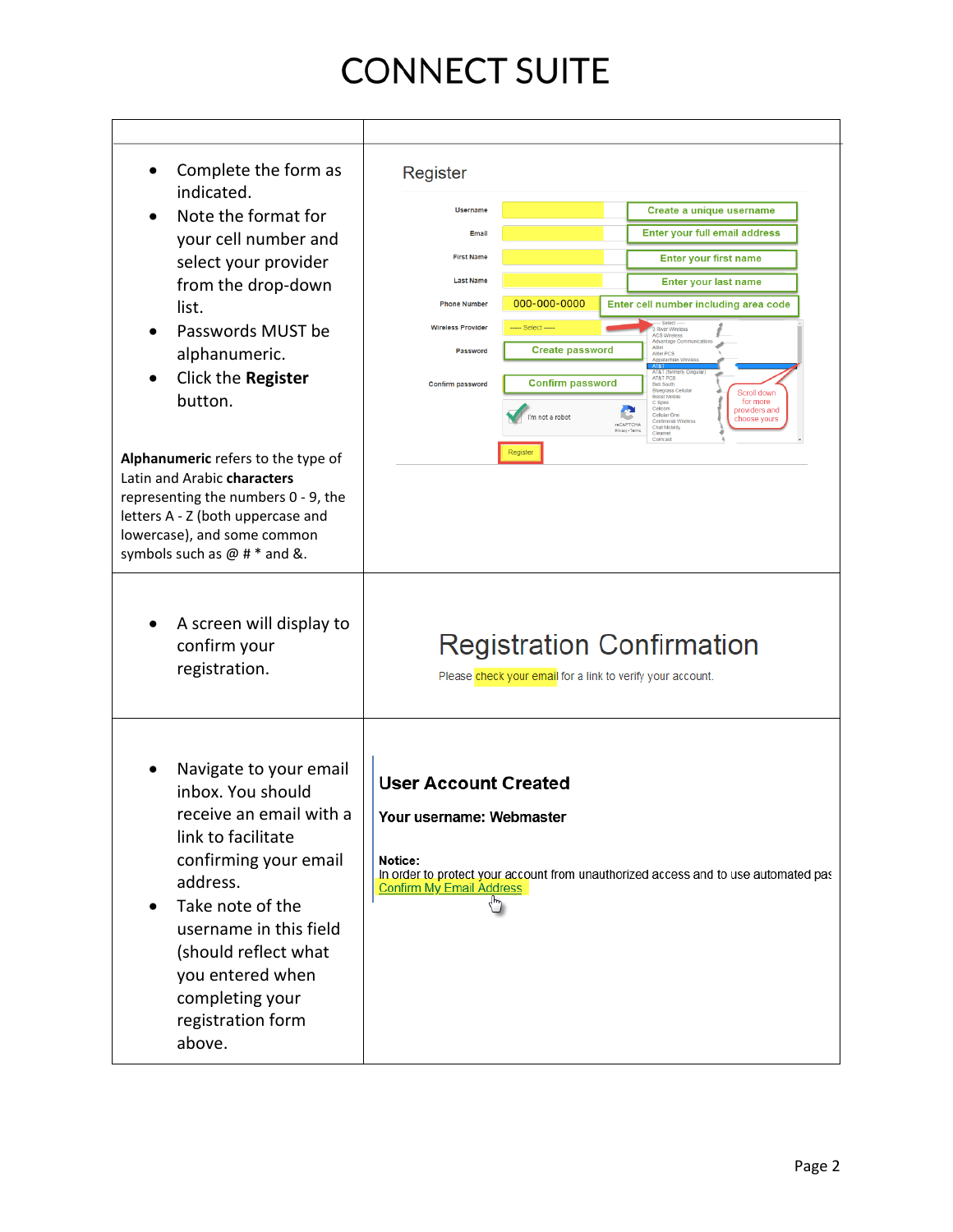# CONNECT SUITE

| | |
|---|---|
| • Complete the form as indicated.<br>• Note the format for your cell number and select your provider from the drop-down list.<br>• Passwords MUST be alphanumeric.<br>• Click the **Register** button.<br><br>**Alphanumeric** refers to the type of Latin and Arabic **characters** representing the numbers 0 - 9, the letters A - Z (both uppercase and lowercase), and some common symbols such as @ # * and &. | Register<br><br>Username — Create a unique username<br>Email — Enter your full email address<br>First Name — Enter your first name<br>Last Name — Enter your last name<br>Phone Number 000-000-0000 — Enter cell number including area code<br>Wireless Provider ---- Select ----<br>Password — Create password<br>Confirm password — Confirm password<br>I'm not a robot<br>Scroll down for more providers and choose yours<br>Register |
| • A screen will display to confirm your registration. | Registration Confirmation<br><br>Please check your email for a link to verify your account. |
| • Navigate to your email inbox. You should receive an email with a link to facilitate confirming your email address.<br>• Take note of the username in this field (should reflect what you entered when completing your registration form above. | **User Account Created**<br><br>**Your username: Webmaster**<br><br>**Notice:**<br>In order to protect your account from unauthorized access and to use automated pas<br>Confirm My Email Address |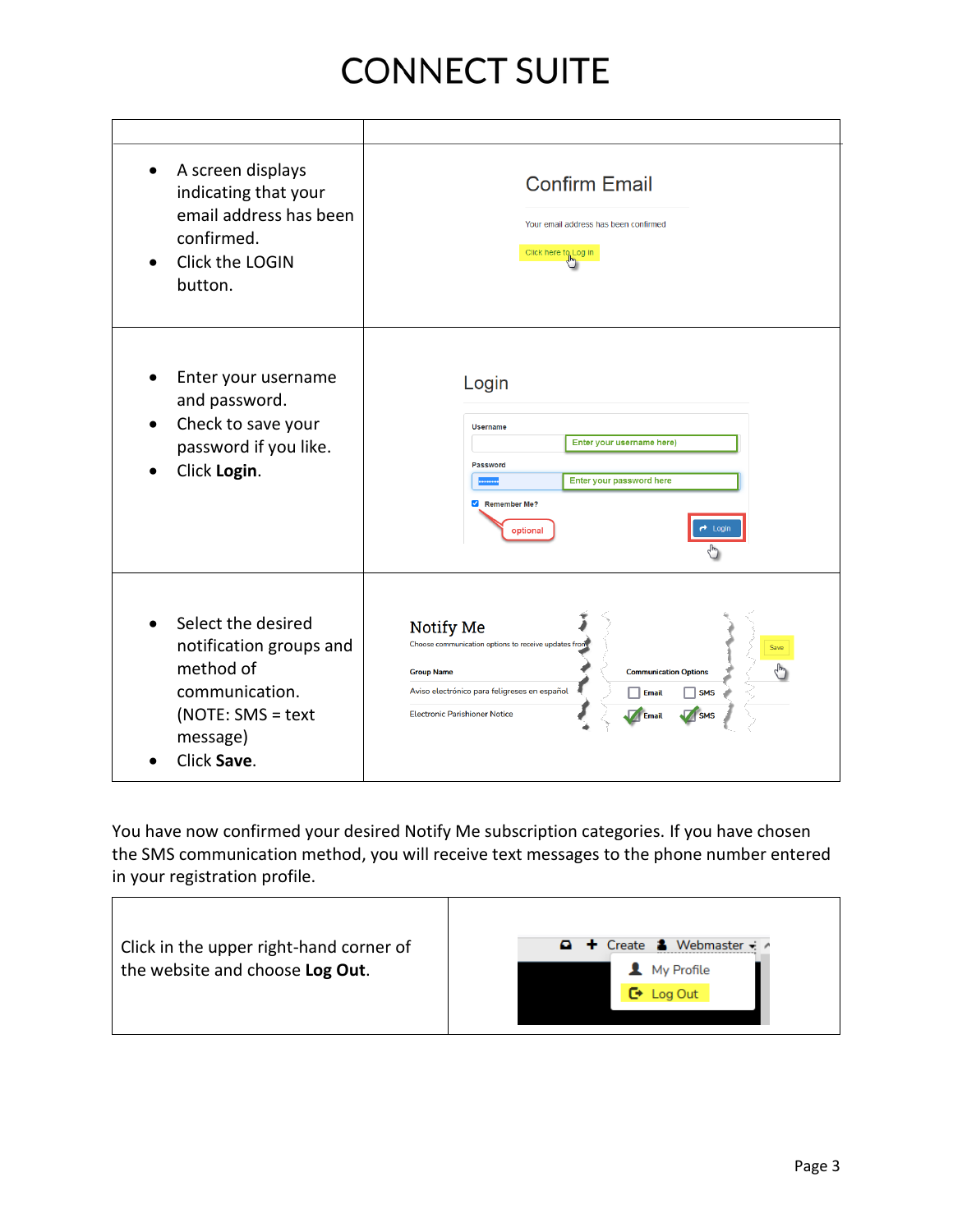# CONNECT SUITE

| | |
|---|---|
| • A screen displays indicating that your email address has been confirmed.<br>• Click the LOGIN button. | Confirm Email<br>Your email address has been confirmed<br>Click here to Log in |
| • Enter your username and password.<br>• Check to save your password if you like.<br>• Click **Login**. | Login<br>Username<br>Enter your username here)<br>Password<br>Enter your password here<br>Remember Me?<br>optional<br>Login |
| • Select the desired notification groups and method of communication. (NOTE: SMS = text message)<br>• Click **Save**. | Notify Me<br>Choose communication options to receive updates from<br>Save<br>Group Name<br>Communication Options<br>Aviso electrónico para feligreses en español — Email SMS<br>Electronic Parishioner Notice — Email SMS |

You have now confirmed your desired Notify Me subscription categories. If you have chosen the SMS communication method, you will receive text messages to the phone number entered in your registration profile.

| | |
|---|---|
| Click in the upper right-hand corner of the website and choose **Log Out**. | Create Webmaster<br>My Profile<br>Log Out |